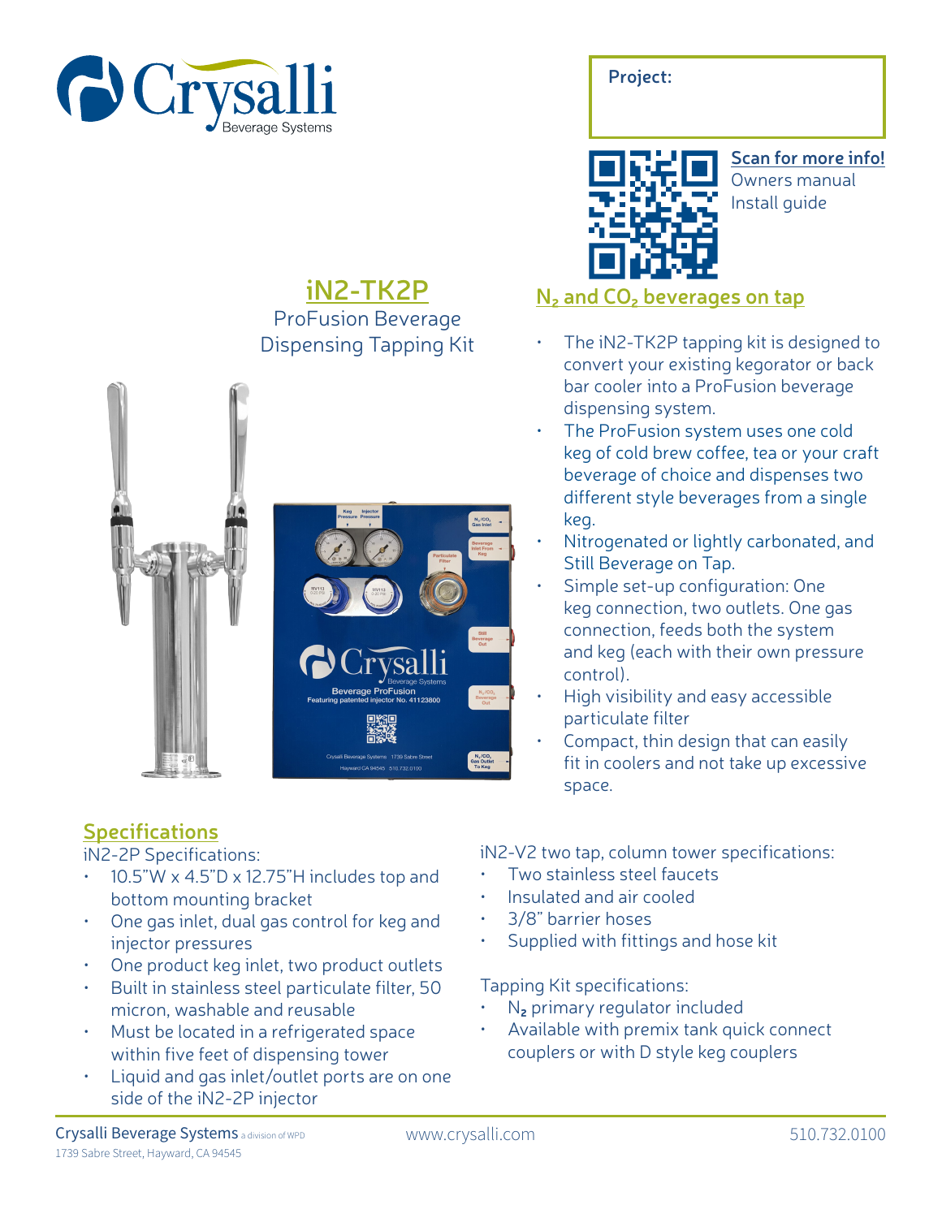Crysalli Beverage Systems

**Project:**

**Scan for more info!**
Owners manual
Install guide

## iN2-TK2P

ProFusion Beverage Dispensing Tapping Kit

## $N_2$ and $CO_2$ beverages on tap

- The iN2-TK2P tapping kit is designed to convert your existing kegorator or back bar cooler into a ProFusion beverage dispensing system.
- The ProFusion system uses one cold keg of cold brew coffee, tea or your craft beverage of choice and dispenses two different style beverages from a single keg.
- Nitrogenated or lightly carbonated, and Still Beverage on Tap.
- Simple set-up configuration: One keg connection, two outlets. One gas connection, feeds both the system and keg (each with their own pressure control).
- High visibility and easy accessible particulate filter
- Compact, thin design that can easily fit in coolers and not take up excessive space.

## Specifications

iN2-2P Specifications:

- 10.5"W x 4.5"D x 12.75"H includes top and bottom mounting bracket
- One gas inlet, dual gas control for keg and injector pressures
- One product keg inlet, two product outlets
- Built in stainless steel particulate filter, 50 micron, washable and reusable
- Must be located in a refrigerated space within five feet of dispensing tower
- Liquid and gas inlet/outlet ports are on one side of the iN2-2P injector

iN2-V2 two tap, column tower specifications:

- Two stainless steel faucets
- Insulated and air cooled
- 3/8" barrier hoses
- Supplied with fittings and hose kit

Tapping Kit specifications:

- $N_2$ primary regulator included
- Available with premix tank quick connect couplers or with D style keg couplers

Crysalli Beverage Systems a division of WPD
1739 Sabre Street, Hayward, CA 94545
www.crysalli.com
510.732.0100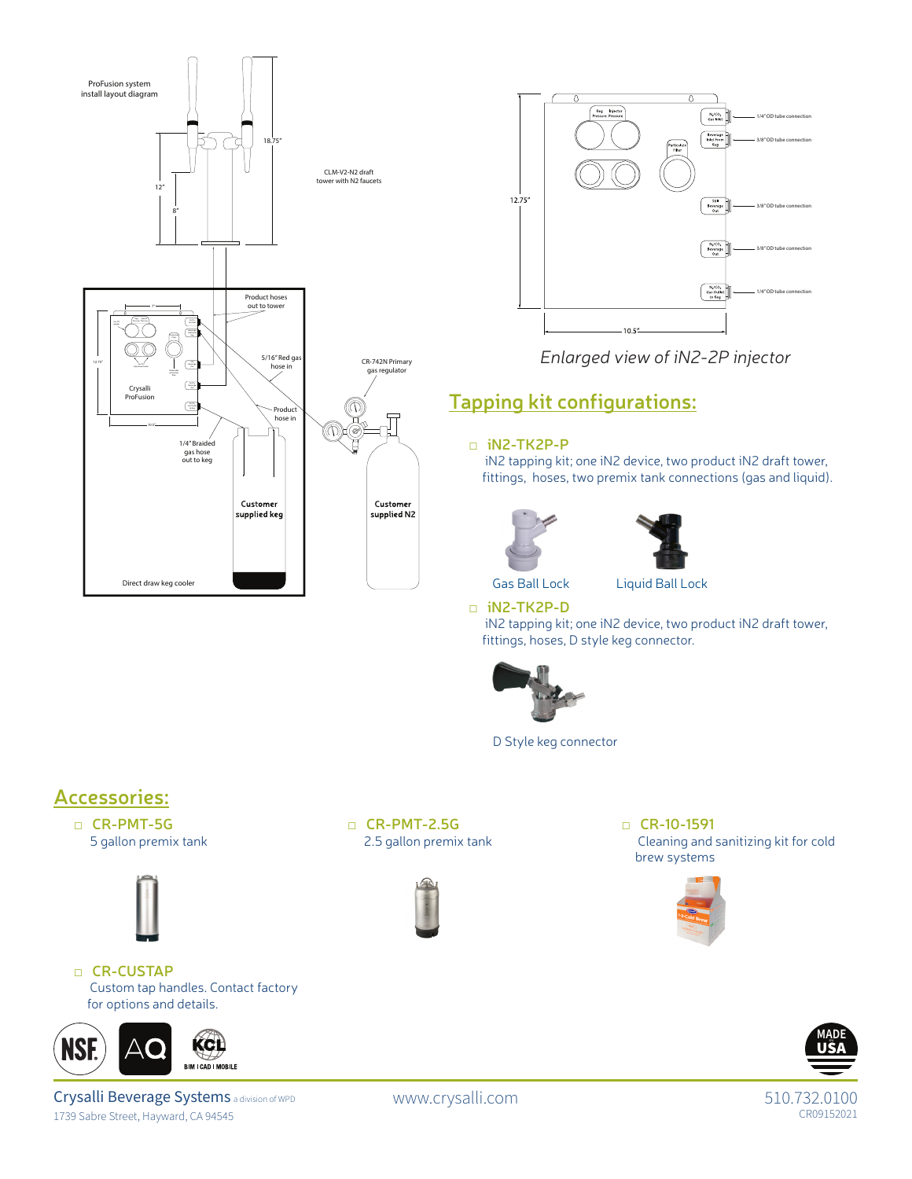ProFusion system install layout diagram

18.75"

12"

8"

CLM-V2-N2 draft tower with N2 faucets

Product hoses out to tower

5/16" Red gas hose in

CR-742N Primary gas regulator

Product hose in

1/4" Braided gas hose out to keg

Crysalli ProFusion

Customer supplied keg

Customer supplied N2

Direct draw keg cooler

12.75"

10.5"

1/4" OD tube connection

3/8" OD tube connection

3/8" OD tube connection

3/8" OD tube connection

1/4" OD tube connection

*Enlarged view of iN2-2P injector*

## Tapping kit configurations:

- **iN2-TK2P-P**
  iN2 tapping kit; one iN2 device, two product iN2 draft tower, fittings, hoses, two premix tank connections (gas and liquid).

Gas Lock Ball

Liquid Ball Lock

- **iN2-TK2P-D**
  iN2 tapping kit; one iN2 device, two product iN2 draft tower, fittings, hoses, D style keg connector.

D Style keg connector

## Accessories:

- **CR-PMT-5G**
  5 gallon premix tank

- **CR-PMT-2.5G**
  2.5 gallon premix tank

- **CR-10-1591**
  Cleaning and sanitizing kit for cold brew systems

- **CR-CUSTAP**
  Custom tap handles. Contact factory for options and details.

NSF AQ KCL BIM | CAD | MOBILE

MADE IN USA

Crysalli Beverage Systems a division of WPD
1739 Sabre Street, Hayward, CA 94545

www.crysalli.com

510.732.0100
CR09152021